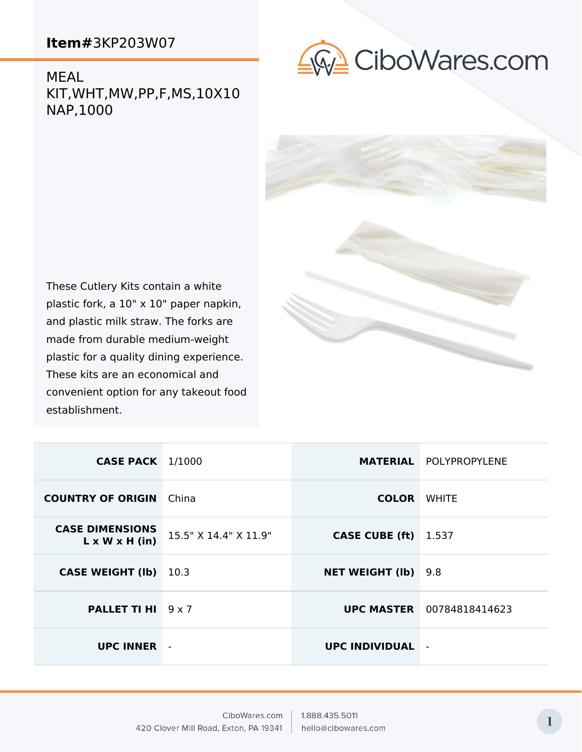**Item#**3KP203W07

CiboWares.com

MEAL KIT,WHT,MW,PP,F,MS,10X10 NAP,1000

These Cutlery Kits contain a white plastic fork, a 10" x 10" paper napkin, and plastic milk straw. The forks are made from durable medium-weight plastic for a quality dining experience. These kits are an economical and convenient option for any takeout food establishment.

| | | | |
|---|---|---|---|
| **CASE PACK** | 1/1000 | **MATERIAL** | POLYPROPYLENE |
| **COUNTRY OF ORIGIN** | China | **COLOR** | WHITE |
| **CASE DIMENSIONS L x W x H (in)** | 15.5" X 14.4" X 11.9" | **CASE CUBE (ft)** | 1.537 |
| **CASE WEIGHT (lb)** | 10.3 | **NET WEIGHT (lb)** | 9.8 |
| **PALLET TI HI** | 9 x 7 | **UPC MASTER** | 00784818414623 |
| **UPC INNER** | - | **UPC INDIVIDUAL** | - |

CiboWares.com
420 Clover Mill Road, Exton, PA 19341

1.888.435.5011
hello@cibowares.com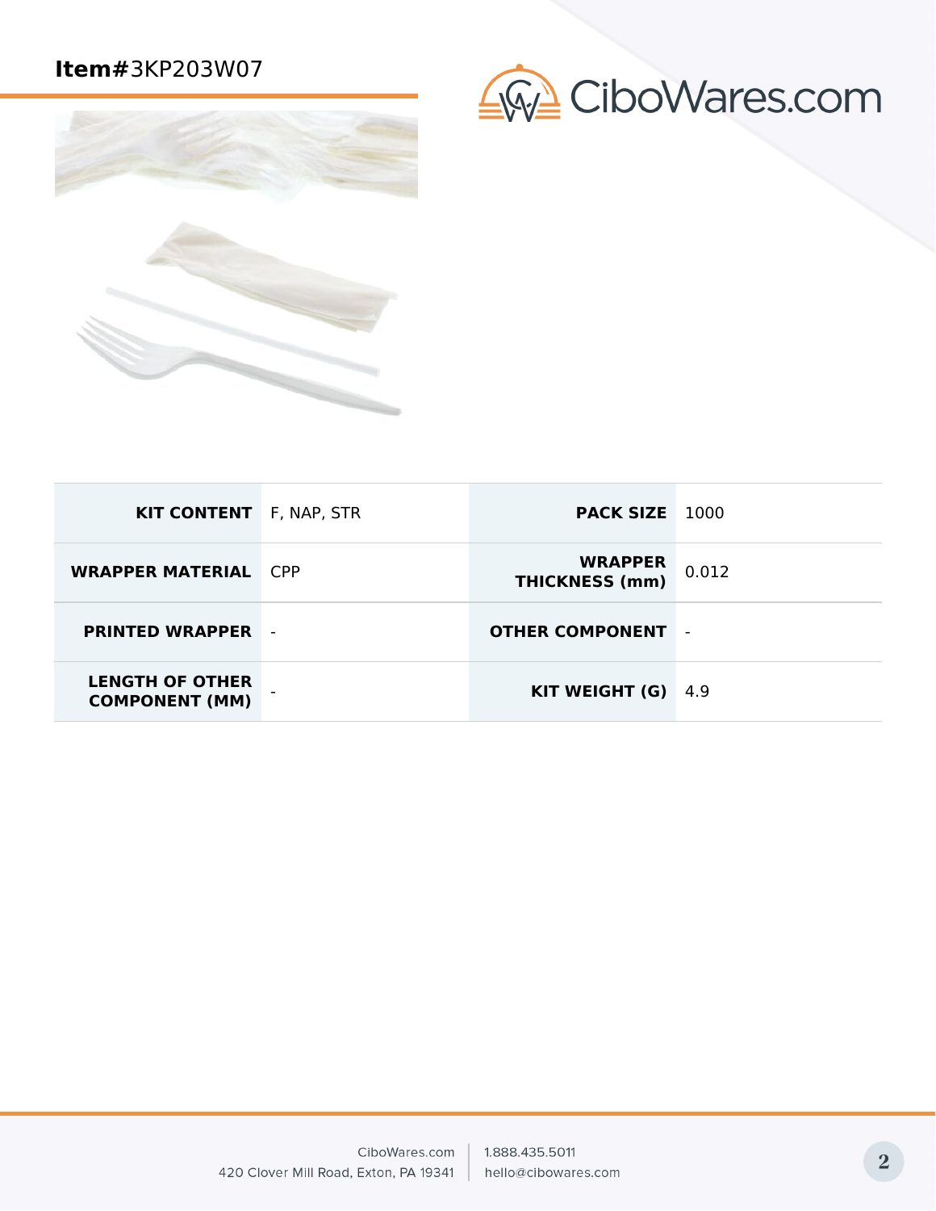**Item#**3KP203W07

| KIT CONTENT | F, NAP, STR | PACK SIZE | 1000 |
| --- | --- | --- | --- |
| WRAPPER MATERIAL | CPP | WRAPPER THICKNESS (mm) | 0.012 |
| PRINTED WRAPPER | - | OTHER COMPONENT | - |
| LENGTH OF OTHER COMPONENT (MM) | - | KIT WEIGHT (G) | 4.9 |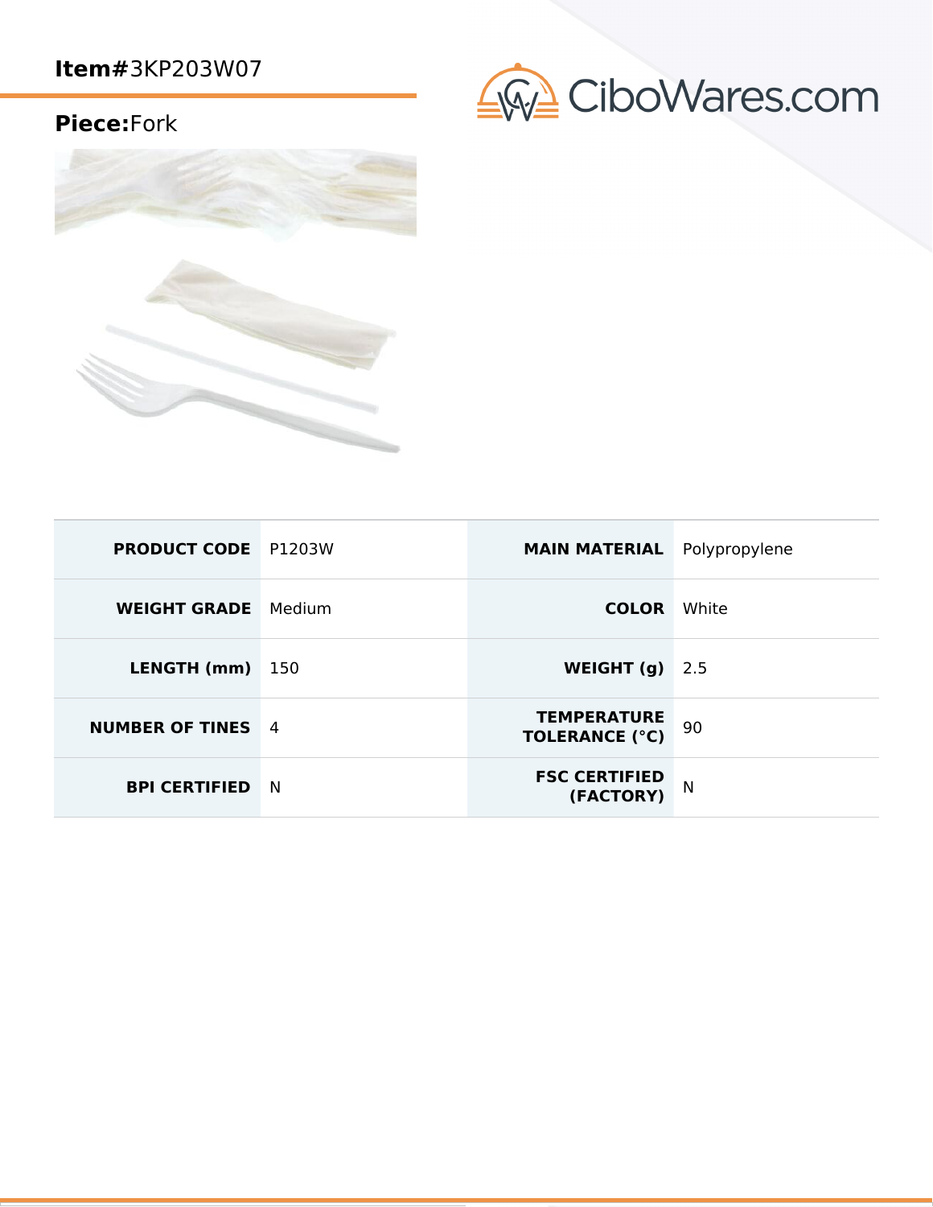**Item#**3KP203W07

**Piece:**Fork

CiboWares.com

| PRODUCT CODE | P1203W | MAIN MATERIAL | Polypropylene |
|---|---|---|---|
| WEIGHT GRADE | Medium | COLOR | White |
| LENGTH (mm) | 150 | WEIGHT (g) | 2.5 |
| NUMBER OF TINES | 4 | TEMPERATURE TOLERANCE (°C) | 90 |
| BPI CERTIFIED | N | FSC CERTIFIED (FACTORY) | N |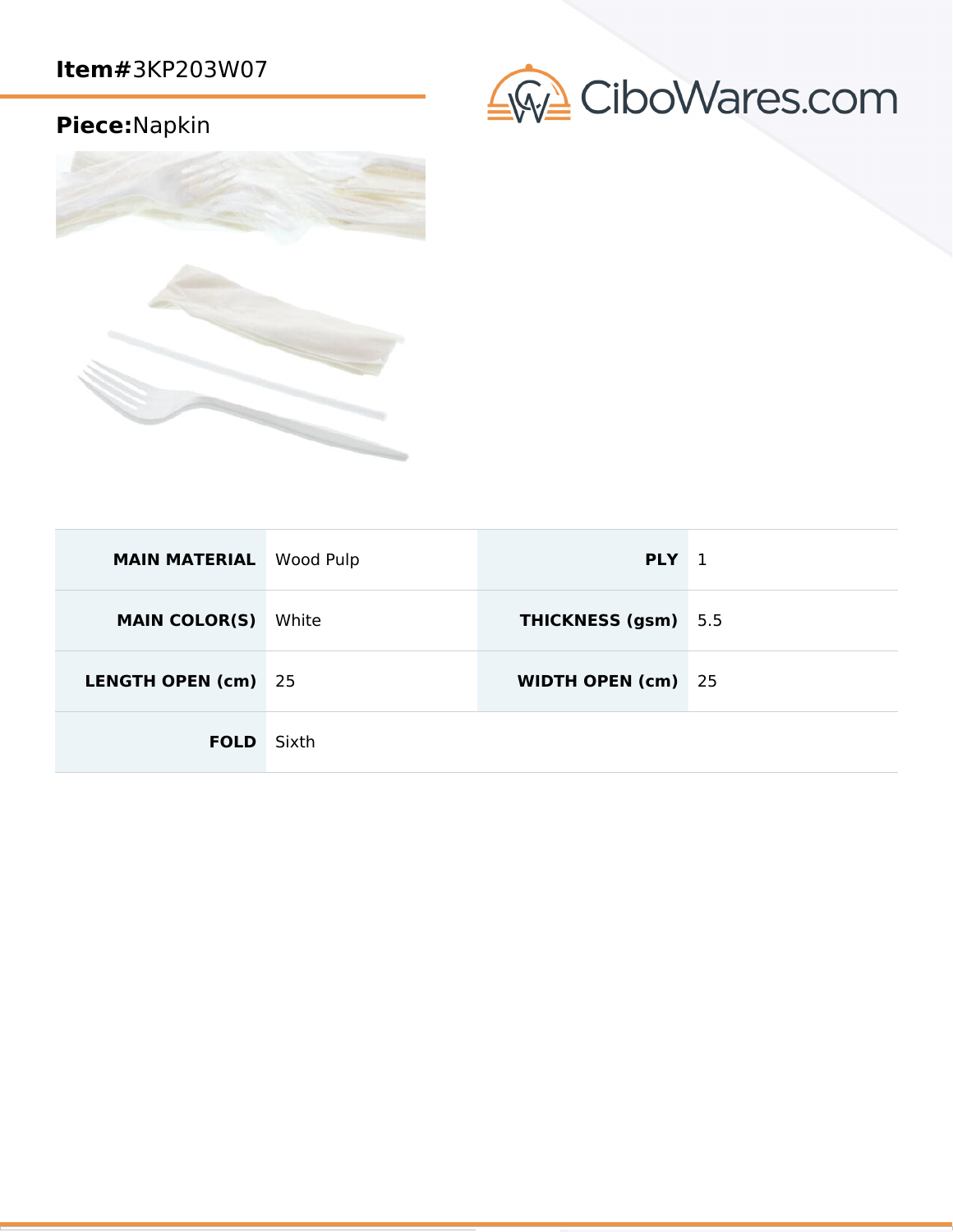**Item#**3KP203W07

**Piece:**Napkin

CiboWares.com

| | | | |
|---|---|---|---|
| **MAIN MATERIAL** | Wood Pulp | **PLY** | 1 |
| **MAIN COLOR(S)** | White | **THICKNESS (gsm)** | 5.5 |
| **LENGTH OPEN (cm)** | 25 | **WIDTH OPEN (cm)** | 25 |
| **FOLD** | Sixth | | |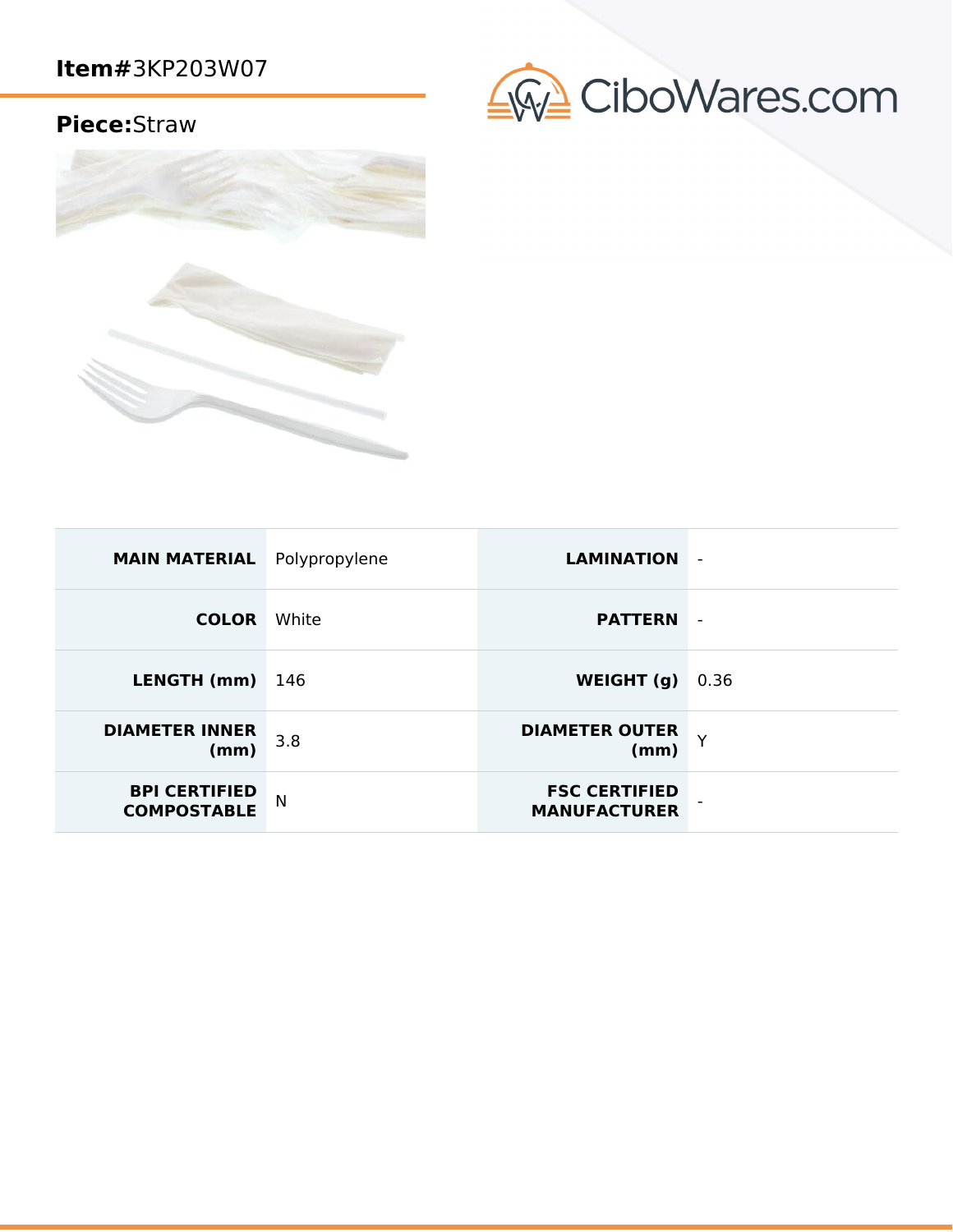**Item#**3KP203W07

**Piece:**Straw

CiboWares.com

| | | | |
|---|---|---|---|
| **MAIN MATERIAL** | Polypropylene | **LAMINATION** | - |
| **COLOR** | White | **PATTERN** | - |
| **LENGTH (mm)** | 146 | **WEIGHT (g)** | 0.36 |
| **DIAMETER INNER (mm)** | 3.8 | **DIAMETER OUTER (mm)** | Y |
| **BPI CERTIFIED COMPOSTABLE** | N | **FSC CERTIFIED MANUFACTURER** | - |